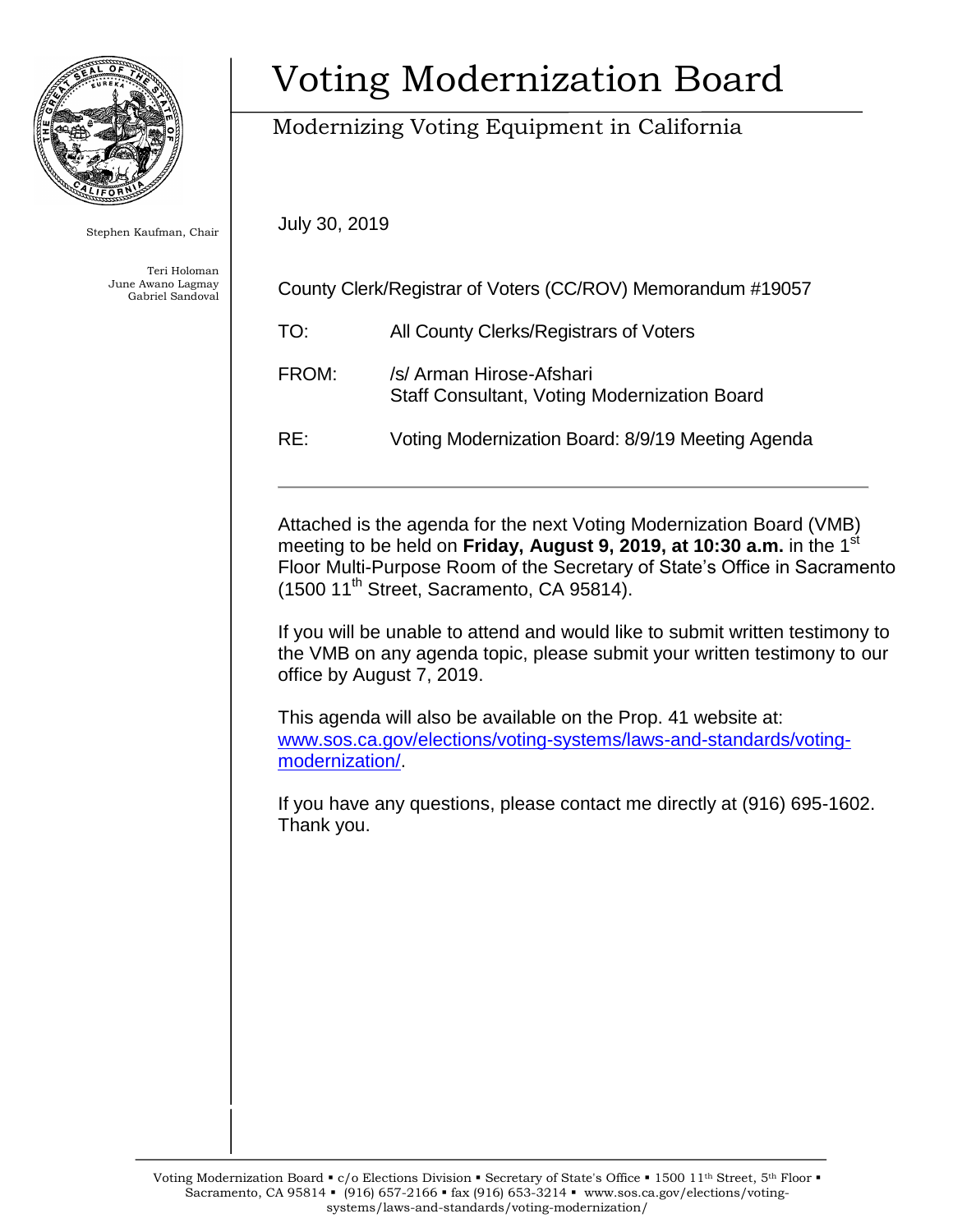# Voting Modernization Board

## Modernizing Voting Equipment in California

Stephen Kaufman, Chair

Teri Holoman
June Awano Lagmay
Gabriel Sandoval

July 30, 2019

County Clerk/Registrar of Voters (CC/ROV) Memorandum #19057

TO: All County Clerks/Registrars of Voters

FROM: /s/ Arman Hirose-Afshari
Staff Consultant, Voting Modernization Board

RE: Voting Modernization Board: 8/9/19 Meeting Agenda

---

Attached is the agenda for the next Voting Modernization Board (VMB) meeting to be held on **Friday, August 9, 2019, at 10:30 a.m.** in the 1st Floor Multi-Purpose Room of the Secretary of State's Office in Sacramento (1500 11th Street, Sacramento, CA 95814).

If you will be unable to attend and would like to submit written testimony to the VMB on any agenda topic, please submit your written testimony to our office by August 7, 2019.

This agenda will also be available on the Prop. 41 website at: www.sos.ca.gov/elections/voting-systems/laws-and-standards/voting-modernization/.

If you have any questions, please contact me directly at (916) 695-1602. Thank you.

Voting Modernization Board ▪ c/o Elections Division ▪ Secretary of State's Office ▪ 1500 11th Street, 5th Floor ▪ Sacramento, CA 95814 ▪ (916) 657-2166 ▪ fax (916) 653-3214 ▪ www.sos.ca.gov/elections/voting-systems/laws-and-standards/voting-modernization/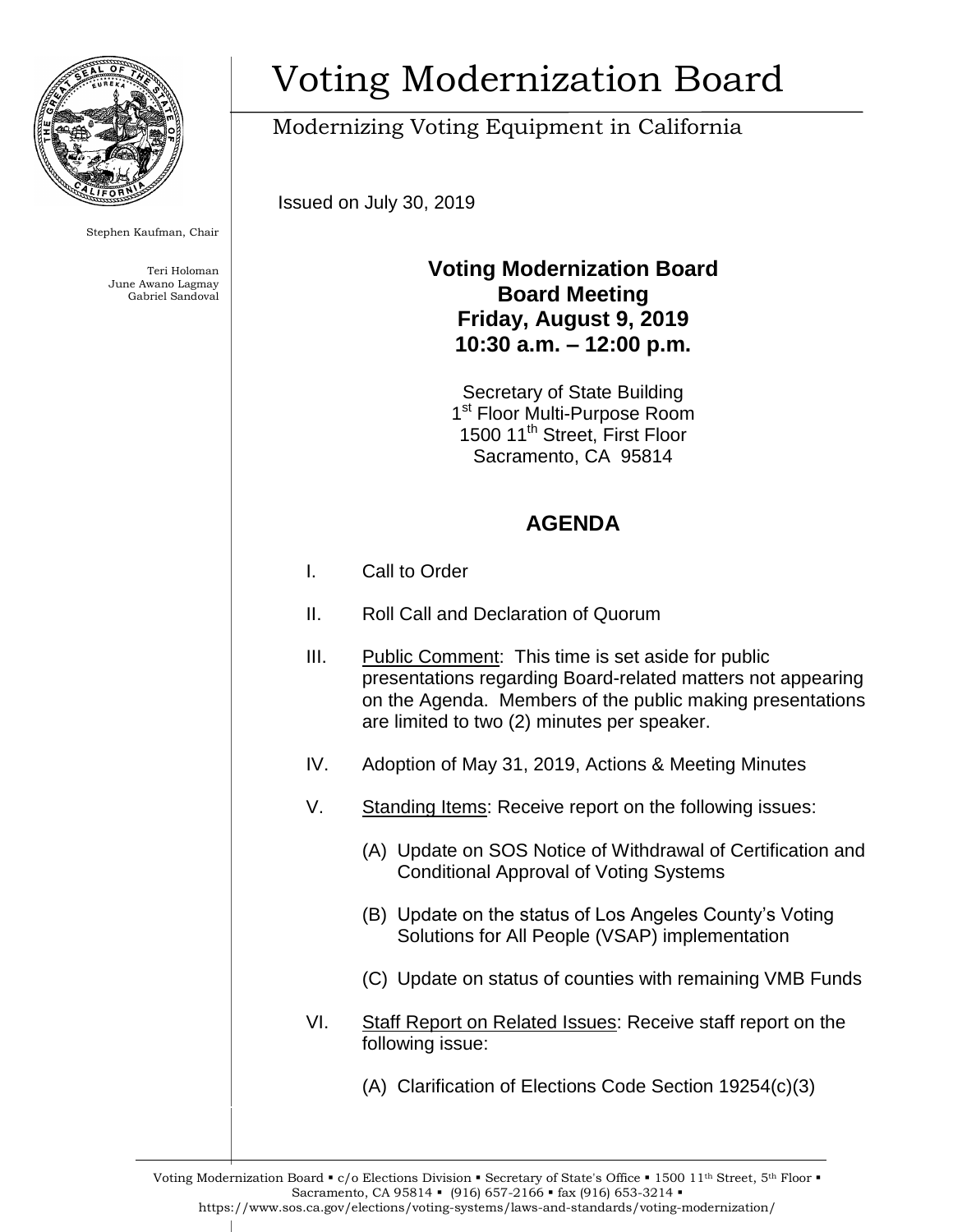# Voting Modernization Board

Modernizing Voting Equipment in California

Stephen Kaufman, Chair

Teri Holoman
June Awano Lagmay
Gabriel Sandoval

Issued on July 30, 2019

**Voting Modernization Board**
**Board Meeting**
**Friday, August 9, 2019**
**10:30 a.m. – 12:00 p.m.**

Secretary of State Building
1st Floor Multi-Purpose Room
1500 11th Street, First Floor
Sacramento, CA 95814

## AGENDA

I. Call to Order

II. Roll Call and Declaration of Quorum

III. Public Comment: This time is set aside for public presentations regarding Board-related matters not appearing on the Agenda. Members of the public making presentations are limited to two (2) minutes per speaker.

IV. Adoption of May 31, 2019, Actions & Meeting Minutes

V. Standing Items: Receive report on the following issues:

   (A) Update on SOS Notice of Withdrawal of Certification and Conditional Approval of Voting Systems

   (B) Update on the status of Los Angeles County's Voting Solutions for All People (VSAP) implementation

   (C) Update on status of counties with remaining VMB Funds

VI. Staff Report on Related Issues: Receive staff report on the following issue:

   (A) Clarification of Elections Code Section 19254(c)(3)

Voting Modernization Board ▪ c/o Elections Division ▪ Secretary of State's Office ▪ 1500 11th Street, 5th Floor ▪ Sacramento, CA 95814 ▪ (916) 657-2166 ▪ fax (916) 653-3214 ▪
https://www.sos.ca.gov/elections/voting-systems/laws-and-standards/voting-modernization/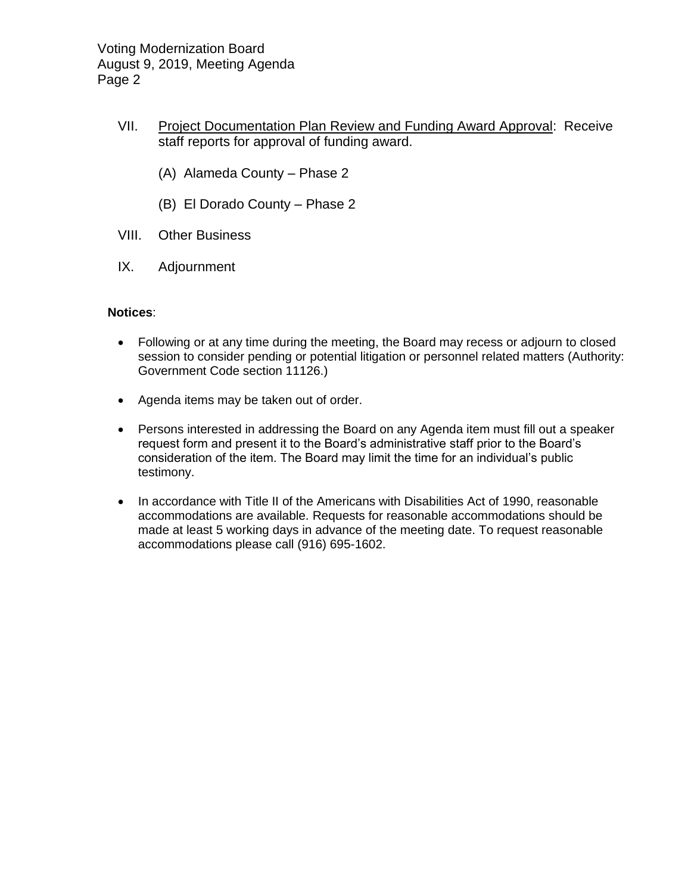VII. Project Documentation Plan Review and Funding Award Approval: Receive staff reports for approval of funding award.

  (A) Alameda County – Phase 2

  (B) El Dorado County – Phase 2

VIII. Other Business

IX. Adjournment

**Notices**:

- Following or at any time during the meeting, the Board may recess or adjourn to closed session to consider pending or potential litigation or personnel related matters (Authority: Government Code section 11126.)
- Agenda items may be taken out of order.
- Persons interested in addressing the Board on any Agenda item must fill out a speaker request form and present it to the Board's administrative staff prior to the Board's consideration of the item. The Board may limit the time for an individual's public testimony.
- In accordance with Title II of the Americans with Disabilities Act of 1990, reasonable accommodations are available. Requests for reasonable accommodations should be made at least 5 working days in advance of the meeting date. To request reasonable accommodations please call (916) 695-1602.